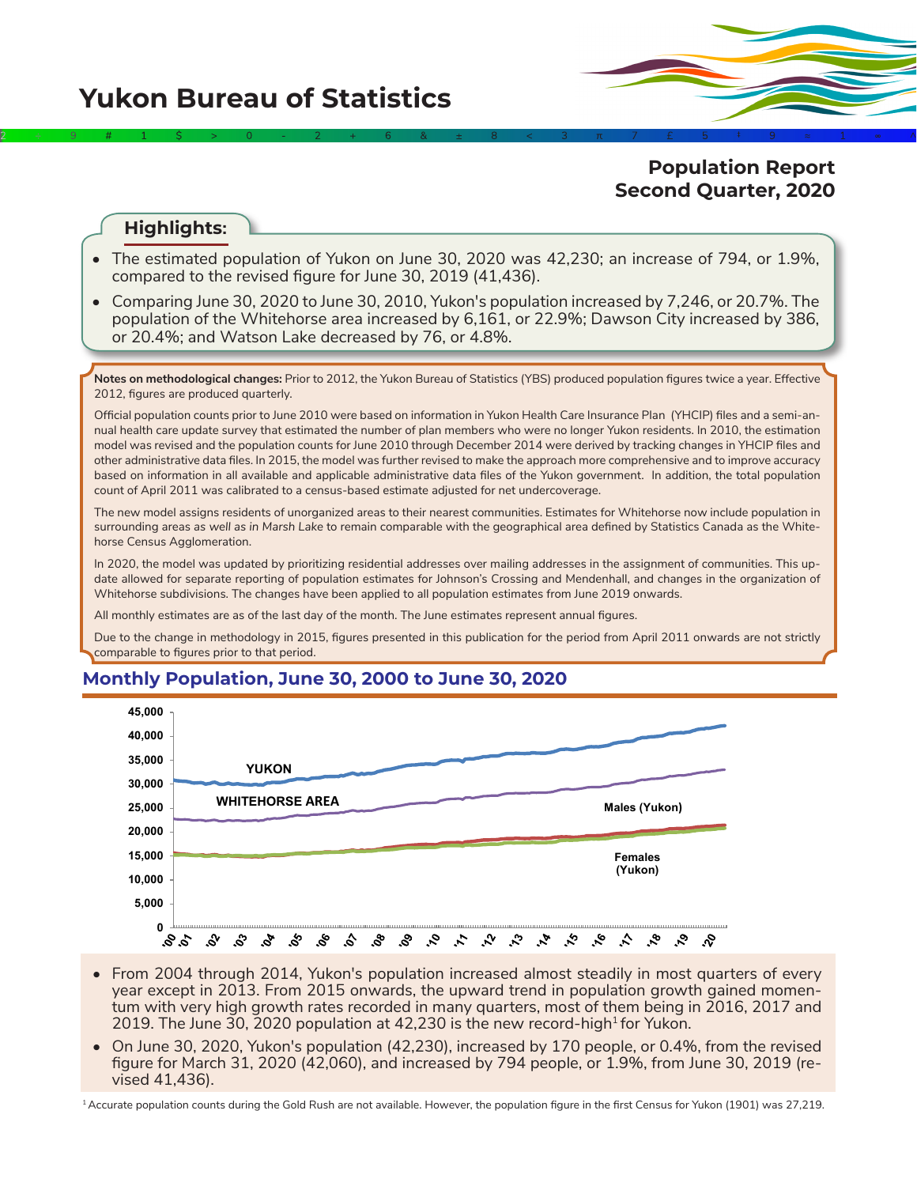# Yukon Bureau of Statistics

## Population Report
## Second Quarter, 2020

### Highlights:

- The estimated population of Yukon on June 30, 2020 was 42,230; an increase of 794, or 1.9%, compared to the revised figure for June 30, 2019 (41,436).
- Comparing June 30, 2020 to June 30, 2010, Yukon's population increased by 7,246, or 20.7%. The population of the Whitehorse area increased by 6,161, or 22.9%; Dawson City increased by 386, or 20.4%; and Watson Lake decreased by 76, or 4.8%.

**Notes on methodological changes:** Prior to 2012, the Yukon Bureau of Statistics (YBS) produced population figures twice a year. Effective 2012, figures are produced quarterly.

Official population counts prior to June 2010 were based on information in Yukon Health Care Insurance Plan (YHCIP) files and a semi-annual health care update survey that estimated the number of plan members who were no longer Yukon residents. In 2010, the estimation model was revised and the population counts for June 2010 through December 2014 were derived by tracking changes in YHCIP files and other administrative data files. In 2015, the model was further revised to make the approach more comprehensive and to improve accuracy based on information in all available and applicable administrative data files of the Yukon government. In addition, the total population count of April 2011 was calibrated to a census-based estimate adjusted for net undercoverage.

The new model assigns residents of unorganized areas to their nearest communities. Estimates for Whitehorse now include population in surrounding areas as *well as in Marsh Lake* to remain comparable with the geographical area defined by Statistics Canada as the Whitehorse Census Agglomeration.

In 2020, the model was updated by prioritizing residential addresses over mailing addresses in the assignment of communities. This update allowed for separate reporting of population estimates for Johnson's Crossing and Mendenhall, and changes in the organization of Whitehorse subdivisions. The changes have been applied to all population estimates from June 2019 onwards.

All monthly estimates are as of the last day of the month. The June estimates represent annual figures.

Due to the change in methodology in 2015, figures presented in this publication for the period from April 2011 onwards are not strictly comparable to figures prior to that period.

## Monthly Population, June 30, 2000 to June 30, 2020

- From 2004 through 2014, Yukon's population increased almost steadily in most quarters of every year except in 2013. From 2015 onwards, the upward trend in population growth gained momentum with very high growth rates recorded in many quarters, most of them being in 2016, 2017 and 2019. The June 30, 2020 population at 42,230 is the new record-high[1] for Yukon.
- On June 30, 2020, Yukon's population (42,230), increased by 170 people, or 0.4%, from the revised figure for March 31, 2020 (42,060), and increased by 794 people, or 1.9%, from June 30, 2019 (revised 41,436).

[1] Accurate population counts during the Gold Rush are not available. However, the population figure in the first Census for Yukon (1901) was 27,219.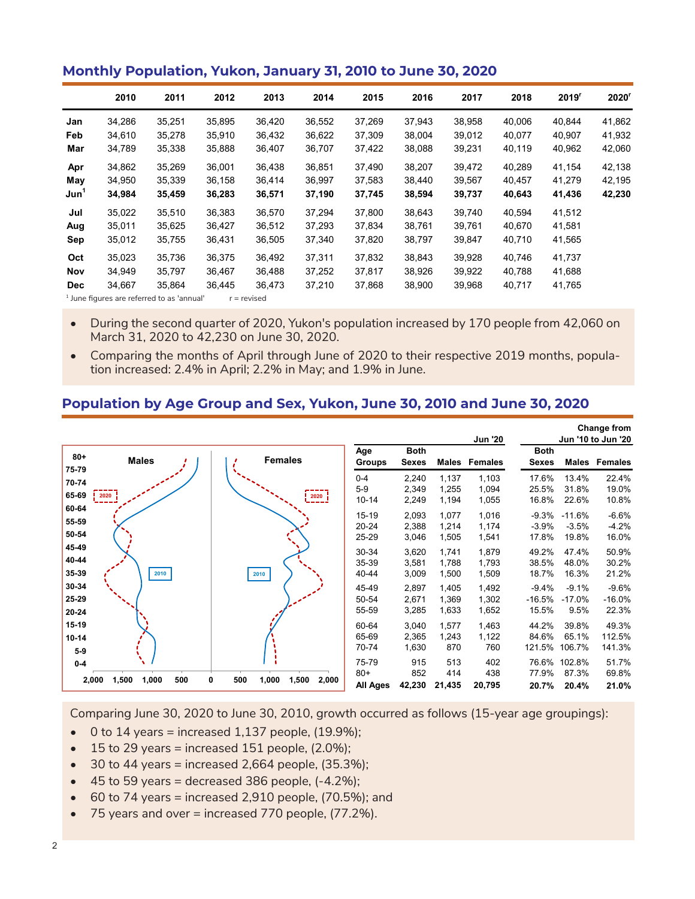## Monthly Population, Yukon, January 31, 2010 to June 30, 2020

| | 2010 | 2011 | 2012 | 2013 | 2014 | 2015 | 2016 | 2017 | 2018 | 2019r | 2020r |
|---|---|---|---|---|---|---|---|---|---|---|---|
| Jan | 34,286 | 35,251 | 35,895 | 36,420 | 36,552 | 37,269 | 37,943 | 38,958 | 40,006 | 40,844 | 41,862 |
| Feb | 34,610 | 35,278 | 35,910 | 36,432 | 36,622 | 37,309 | 38,004 | 39,012 | 40,077 | 40,907 | 41,932 |
| Mar | 34,789 | 35,338 | 35,888 | 36,407 | 36,707 | 37,422 | 38,088 | 39,231 | 40,119 | 40,962 | 42,060 |
| Apr | 34,862 | 35,269 | 36,001 | 36,438 | 36,851 | 37,490 | 38,207 | 39,472 | 40,289 | 41,154 | 42,138 |
| May | 34,950 | 35,339 | 36,158 | 36,414 | 36,997 | 37,583 | 38,440 | 39,567 | 40,457 | 41,279 | 42,195 |
| **Jun[1]** | **34,984** | **35,459** | **36,283** | **36,571** | **37,190** | **37,745** | **38,594** | **39,737** | **40,643** | **41,436** | **42,230** |
| Jul | 35,022 | 35,510 | 36,383 | 36,570 | 37,294 | 37,800 | 38,643 | 39,740 | 40,594 | 41,512 | |
| Aug | 35,011 | 35,625 | 36,427 | 36,512 | 37,293 | 37,834 | 38,761 | 39,761 | 40,670 | 41,581 | |
| Sep | 35,012 | 35,755 | 36,431 | 36,505 | 37,340 | 37,820 | 38,797 | 39,847 | 40,710 | 41,565 | |
| Oct | 35,023 | 35,736 | 36,375 | 36,492 | 37,311 | 37,832 | 38,843 | 39,928 | 40,746 | 41,737 | |
| Nov | 34,949 | 35,797 | 36,467 | 36,488 | 37,252 | 37,817 | 38,926 | 39,922 | 40,788 | 41,688 | |
| Dec | 34,667 | 35,864 | 36,445 | 36,473 | 37,210 | 37,868 | 38,900 | 39,968 | 40,717 | 41,765 | |

[1] June figures are referred to as 'annual' r = revised

- During the second quarter of 2020, Yukon's population increased by 170 people from 42,060 on March 31, 2020 to 42,230 on June 30, 2020.
- Comparing the months of April through June of 2020 to their respective 2019 months, population increased: 2.4% in April; 2.2% in May; and 1.9% in June.

## Population by Age Group and Sex, Yukon, June 30, 2010 and June 30, 2020

| | Jun '20 | | | Change from Jun '10 to Jun '20 | | |
|---|---|---|---|---|---|---|
| Age Groups | Both Sexes | Males | Females | Both Sexes | Males | Females |
| 0-4 | 2,240 | 1,137 | 1,103 | 17.6% | 13.4% | 22.4% |
| 5-9 | 2,349 | 1,255 | 1,094 | 25.5% | 31.8% | 19.0% |
| 10-14 | 2,249 | 1,194 | 1,055 | 16.8% | 22.6% | 10.8% |
| 15-19 | 2,093 | 1,077 | 1,016 | -9.3% | -11.6% | -6.6% |
| 20-24 | 2,388 | 1,214 | 1,174 | -3.9% | -3.5% | -4.2% |
| 25-29 | 3,046 | 1,505 | 1,541 | 17.8% | 19.8% | 16.0% |
| 30-34 | 3,620 | 1,741 | 1,879 | 49.2% | 47.4% | 50.9% |
| 35-39 | 3,581 | 1,788 | 1,793 | 38.5% | 48.0% | 30.2% |
| 40-44 | 3,009 | 1,500 | 1,509 | 18.7% | 16.3% | 21.2% |
| 45-49 | 2,897 | 1,405 | 1,492 | -9.4% | -9.1% | -9.6% |
| 50-54 | 2,671 | 1,369 | 1,302 | -16.5% | -17.0% | -16.0% |
| 55-59 | 3,285 | 1,633 | 1,652 | 15.5% | 9.5% | 22.3% |
| 60-64 | 3,040 | 1,577 | 1,463 | 44.2% | 39.8% | 49.3% |
| 65-69 | 2,365 | 1,243 | 1,122 | 84.6% | 65.1% | 112.5% |
| 70-74 | 1,630 | 870 | 760 | 121.5% | 106.7% | 141.3% |
| 75-79 | 915 | 513 | 402 | 76.6% | 102.8% | 51.7% |
| 80+ | 852 | 414 | 438 | 77.9% | 87.3% | 69.8% |
| **All Ages** | **42,230** | **21,435** | **20,795** | **20.7%** | **20.4%** | **21.0%** |

Comparing June 30, 2020 to June 30, 2010, growth occurred as follows (15-year age groupings):

- 0 to 14 years = increased 1,137 people, (19.9%);
- 15 to 29 years = increased 151 people, (2.0%);
- 30 to 44 years = increased 2,664 people, (35.3%);
- 45 to 59 years = decreased 386 people, (-4.2%);
- 60 to 74 years = increased 2,910 people, (70.5%); and
- 75 years and over = increased 770 people, (77.2%).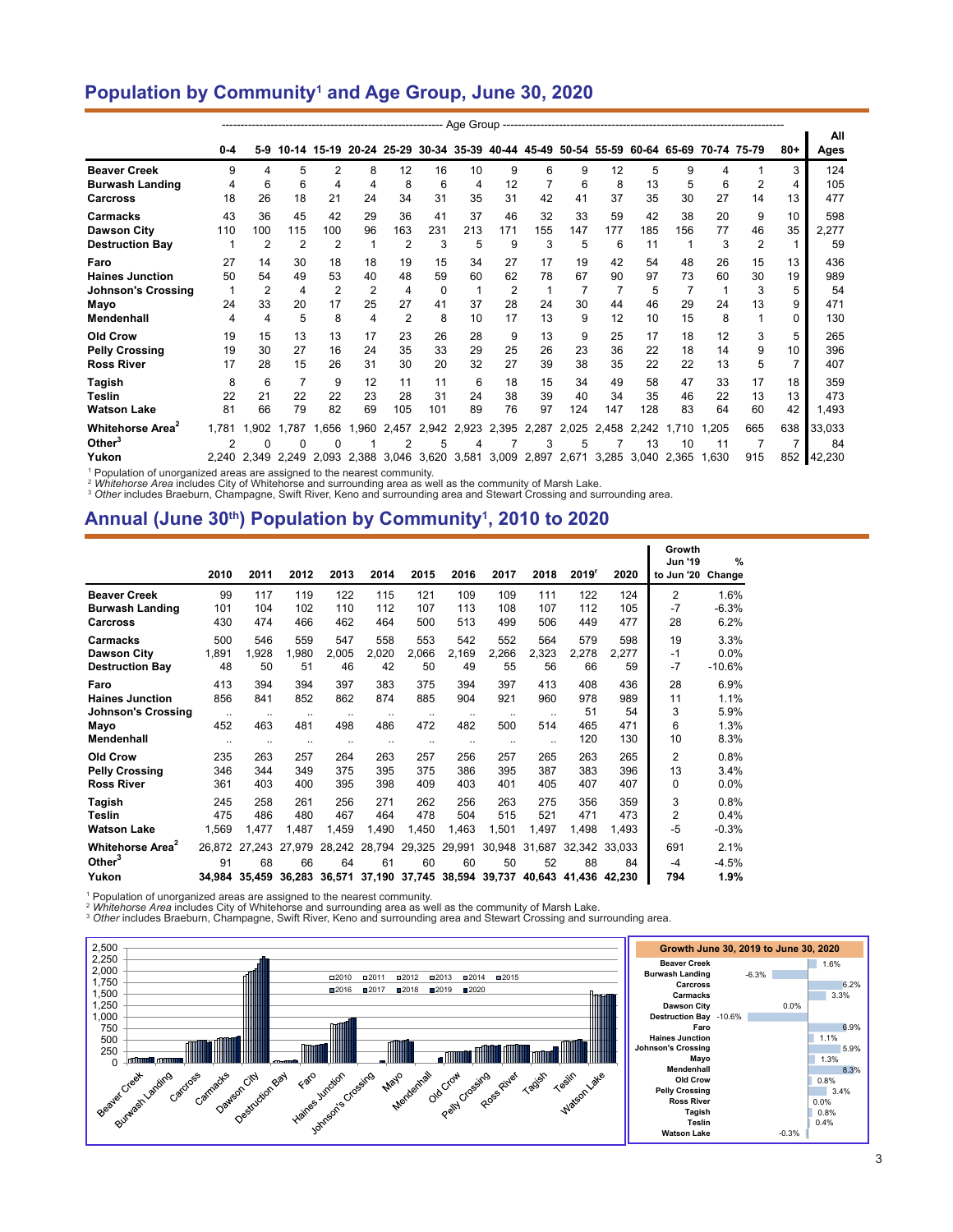## Population by Community[1] and Age Group, June 30, 2020

| | Age Group | | | | | | | | | | | | | | | | | All |
|---|---|---|---|---|---|---|---|---|---|---|---|---|---|---|---|---|---|---|
| | 0-4 | 5-9 | 10-14 | 15-19 | 20-24 | 25-29 | 30-34 | 35-39 | 40-44 | 45-49 | 50-54 | 55-59 | 60-64 | 65-69 | 70-74 | 75-79 | 80+ | Ages |
| **Beaver Creek** | 9 | 4 | 5 | 2 | 8 | 12 | 16 | 10 | 9 | 6 | 9 | 12 | 5 | 9 | 4 | 1 | 3 | 124 |
| **Burwash Landing** | 4 | 6 | 6 | 4 | 4 | 8 | 6 | 4 | 12 | 7 | 6 | 8 | 13 | 5 | 6 | 2 | 4 | 105 |
| **Carcross** | 18 | 26 | 18 | 21 | 24 | 34 | 31 | 35 | 31 | 42 | 41 | 37 | 35 | 30 | 27 | 14 | 13 | 477 |
| **Carmacks** | 43 | 36 | 45 | 42 | 29 | 36 | 41 | 37 | 46 | 32 | 33 | 59 | 42 | 38 | 20 | 9 | 10 | 598 |
| **Dawson City** | 110 | 100 | 115 | 100 | 96 | 163 | 231 | 213 | 171 | 155 | 147 | 177 | 185 | 156 | 77 | 46 | 35 | 2,277 |
| **Destruction Bay** | 1 | 2 | 2 | 2 | 1 | 2 | 3 | 5 | 9 | 3 | 5 | 6 | 11 | 1 | 3 | 2 | 1 | 59 |
| **Faro** | 27 | 14 | 30 | 18 | 18 | 19 | 15 | 34 | 27 | 17 | 19 | 42 | 54 | 48 | 26 | 15 | 13 | 436 |
| **Haines Junction** | 50 | 54 | 49 | 53 | 40 | 48 | 59 | 60 | 62 | 78 | 67 | 90 | 97 | 73 | 60 | 30 | 19 | 989 |
| **Johnson's Crossing** | 1 | 2 | 4 | 2 | 2 | 4 | 0 | 1 | 2 | 1 | 7 | 7 | 5 | 7 | 1 | 3 | 5 | 54 |
| **Mayo** | 24 | 33 | 20 | 17 | 25 | 27 | 41 | 37 | 28 | 24 | 30 | 44 | 46 | 29 | 24 | 13 | 9 | 471 |
| **Mendenhall** | 4 | 4 | 5 | 8 | 4 | 2 | 8 | 10 | 17 | 13 | 9 | 12 | 10 | 15 | 8 | 1 | 0 | 130 |
| **Old Crow** | 19 | 15 | 13 | 13 | 17 | 23 | 26 | 28 | 9 | 13 | 9 | 25 | 17 | 18 | 12 | 3 | 5 | 265 |
| **Pelly Crossing** | 19 | 30 | 27 | 16 | 24 | 35 | 33 | 29 | 25 | 26 | 23 | 36 | 22 | 18 | 14 | 9 | 10 | 396 |
| **Ross River** | 17 | 28 | 15 | 26 | 31 | 30 | 20 | 32 | 27 | 39 | 38 | 35 | 22 | 22 | 13 | 5 | 7 | 407 |
| **Tagish** | 8 | 6 | 7 | 9 | 12 | 11 | 11 | 6 | 18 | 15 | 34 | 49 | 58 | 47 | 33 | 17 | 18 | 359 |
| **Teslin** | 22 | 21 | 22 | 22 | 23 | 28 | 31 | 24 | 38 | 39 | 40 | 34 | 35 | 46 | 22 | 13 | 13 | 473 |
| **Watson Lake** | 81 | 66 | 79 | 82 | 69 | 105 | 101 | 89 | 76 | 97 | 124 | 147 | 128 | 83 | 64 | 60 | 42 | 1,493 |
| **Whitehorse Area**[2] | 1,781 | 1,902 | 1,787 | 1,656 | 1,960 | 2,457 | 2,942 | 2,923 | 2,395 | 2,287 | 2,025 | 2,458 | 2,242 | 1,710 | 1,205 | 665 | 638 | 33,033 |
| **Other**[3] | 2 | 0 | 0 | 0 | 1 | 2 | 5 | 4 | 7 | 3 | 5 | 7 | 13 | 10 | 11 | 7 | 7 | 84 |
| **Yukon** | 2,240 | 2,349 | 2,249 | 2,093 | 2,388 | 3,046 | 3,620 | 3,581 | 3,009 | 2,897 | 2,671 | 3,285 | 3,040 | 2,365 | 1,630 | 915 | 852 | 42,230 |

[1] Population of unorganized areas are assigned to the nearest community.
[2] *Whitehorse Area* includes City of Whitehorse and surrounding area as well as the community of Marsh Lake.
[3] *Other* includes Braeburn, Champagne, Swift River, Keno and surrounding area and Stewart Crossing and surrounding area.

## Annual (June 30th) Population by Community[1], 2010 to 2020

| | 2010 | 2011 | 2012 | 2013 | 2014 | 2015 | 2016 | 2017 | 2018 | 2019r | 2020 | Growth Jun '19 to Jun '20 | % Change |
|---|---|---|---|---|---|---|---|---|---|---|---|---|---|
| **Beaver Creek** | 99 | 117 | 119 | 122 | 115 | 121 | 109 | 109 | 111 | 122 | 124 | 2 | 1.6% |
| **Burwash Landing** | 101 | 104 | 102 | 110 | 112 | 107 | 113 | 108 | 107 | 112 | 105 | -7 | -6.3% |
| **Carcross** | 430 | 474 | 466 | 462 | 464 | 500 | 513 | 499 | 506 | 449 | 477 | 28 | 6.2% |
| **Carmacks** | 500 | 546 | 559 | 547 | 558 | 553 | 542 | 552 | 564 | 579 | 598 | 19 | 3.3% |
| **Dawson City** | 1,891 | 1,928 | 1,980 | 2,005 | 2,020 | 2,066 | 2,169 | 2,266 | 2,323 | 2,278 | 2,277 | -1 | 0.0% |
| **Destruction Bay** | 48 | 50 | 51 | 46 | 42 | 50 | 49 | 55 | 56 | 66 | 59 | -7 | -10.6% |
| **Faro** | 413 | 394 | 394 | 397 | 383 | 375 | 394 | 397 | 413 | 408 | 436 | 28 | 6.9% |
| **Haines Junction** | 856 | 841 | 852 | 862 | 874 | 885 | 904 | 921 | 960 | 978 | 989 | 11 | 1.1% |
| **Johnson's Crossing** | .. | .. | .. | .. | .. | .. | .. | .. | .. | 51 | 54 | 3 | 5.9% |
| **Mayo** | 452 | 463 | 481 | 498 | 486 | 472 | 482 | 500 | 514 | 465 | 471 | 6 | 1.3% |
| **Mendenhall** | .. | .. | .. | .. | .. | .. | .. | .. | .. | 120 | 130 | 10 | 8.3% |
| **Old Crow** | 235 | 263 | 257 | 264 | 263 | 257 | 256 | 257 | 265 | 263 | 265 | 2 | 0.8% |
| **Pelly Crossing** | 346 | 344 | 349 | 375 | 395 | 375 | 386 | 395 | 387 | 383 | 396 | 13 | 3.4% |
| **Ross River** | 361 | 403 | 400 | 395 | 398 | 409 | 403 | 401 | 405 | 407 | 407 | 0 | 0.0% |
| **Tagish** | 245 | 258 | 261 | 256 | 271 | 262 | 256 | 263 | 275 | 356 | 359 | 3 | 0.8% |
| **Teslin** | 475 | 486 | 480 | 467 | 464 | 478 | 504 | 515 | 521 | 471 | 473 | 2 | 0.4% |
| **Watson Lake** | 1,569 | 1,477 | 1,487 | 1,459 | 1,490 | 1,450 | 1,463 | 1,501 | 1,497 | 1,498 | 1,493 | -5 | -0.3% |
| **Whitehorse Area**[2] | 26,872 | 27,243 | 27,979 | 28,242 | 28,794 | 29,325 | 29,991 | 30,948 | 31,687 | 32,342 | 33,033 | 691 | 2.1% |
| **Other**[3] | 91 | 68 | 66 | 64 | 61 | 60 | 60 | 50 | 52 | 88 | 84 | -4 | -4.5% |
| **Yukon** | **34,984** | **35,459** | **36,283** | **36,571** | **37,190** | **37,745** | **38,594** | **39,737** | **40,643** | **41,436** | **42,230** | **794** | **1.9%** |

[1] Population of unorganized areas are assigned to the nearest community.
[2] *Whitehorse Area* includes City of Whitehorse and surrounding area as well as the community of Marsh Lake.
[3] *Other* includes Braeburn, Champagne, Swift River, Keno and surrounding area and Stewart Crossing and surrounding area.

**Growth June 30, 2019 to June 30, 2020**

| Community | Growth |
|---|---|
| Beaver Creek | 1.6% |
| Burwash Landing | -6.3% |
| Carcross | 6.2% |
| Carmacks | 3.3% |
| Dawson City | 0.0% |
| Destruction Bay | -10.6% |
| Faro | 6.9% |
| Haines Junction | 1.1% |
| Johnson's Crossing | 5.9% |
| Mayo | 1.3% |
| Mendenhall | 8.3% |
| Old Crow | 0.8% |
| Pelly Crossing | 3.4% |
| Ross River | 0.0% |
| Tagish | 0.8% |
| Teslin | 0.4% |
| Watson Lake | -0.3% |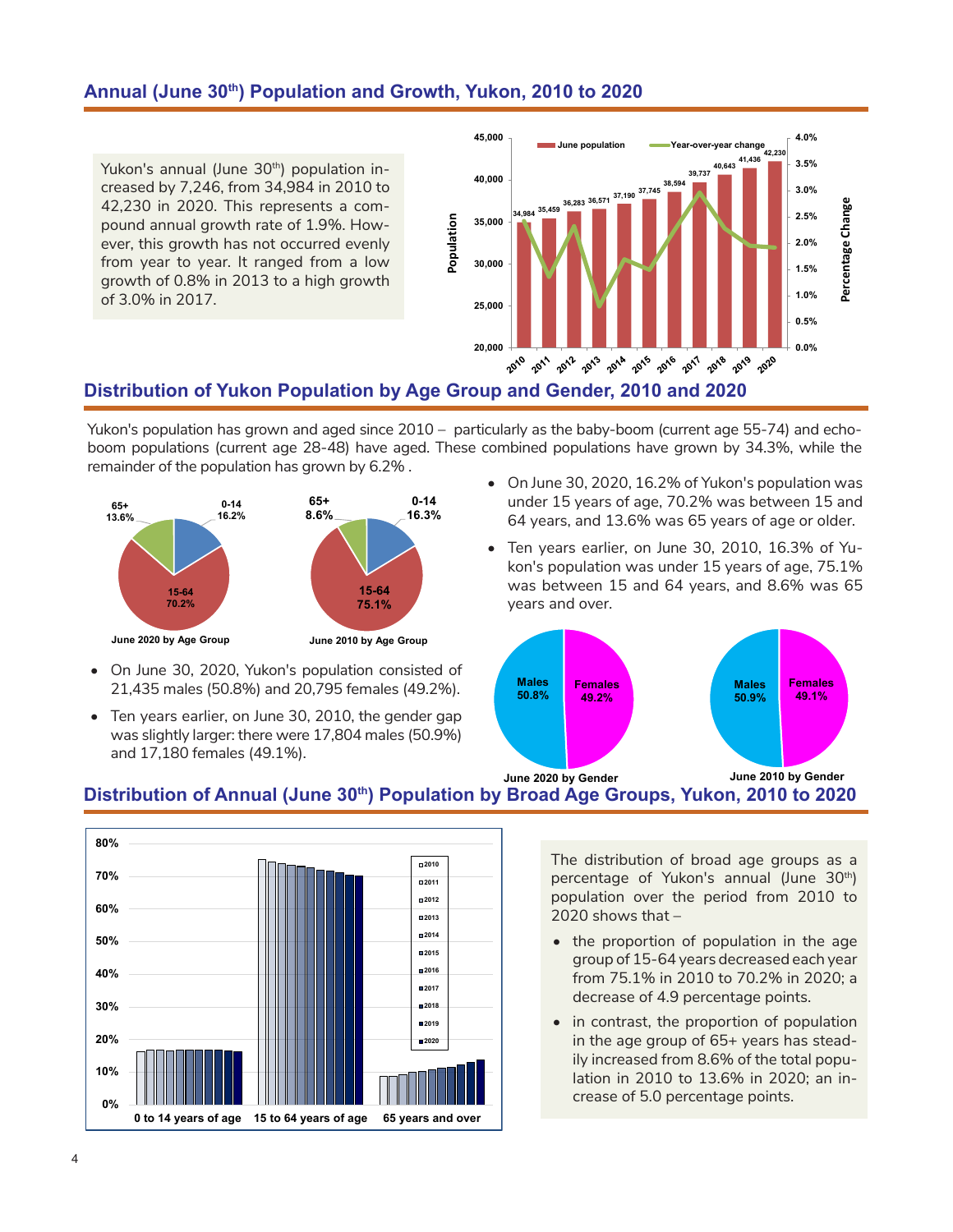## Annual (June 30th) Population and Growth, Yukon, 2010 to 2020

Yukon's annual (June 30th) population increased by 7,246, from 34,984 in 2010 to 42,230 in 2020. This represents a compound annual growth rate of 1.9%. However, this growth has not occurred evenly from year to year. It ranged from a low growth of 0.8% in 2013 to a high growth of 3.0% in 2017.

| Year | June population |
|---|---|
| 2010 | 34,984 |
| 2011 | 35,459 |
| 2012 | 36,283 |
| 2013 | 36,571 |
| 2014 | 37,190 |
| 2015 | 37,745 |
| 2016 | 38,594 |
| 2017 | 39,737 |
| 2018 | 40,643 |
| 2019 | 41,436 |
| 2020 | 42,230 |

## Distribution of Yukon Population by Age Group and Gender, 2010 and 2020

Yukon's population has grown and aged since 2010 – particularly as the baby-boom (current age 55-74) and echo-boom populations (current age 28-48) have aged. These combined populations have grown by 34.3%, while the remainder of the population has grown by 6.2% .

| Age Group | June 2020 | June 2010 |
|---|---|---|
| 0-14 | 16.2% | 16.3% |
| 15-64 | 70.2% | 75.1% |
| 65+ | 13.6% | 8.6% |

- On June 30, 2020, 16.2% of Yukon's population was under 15 years of age, 70.2% was between 15 and 64 years, and 13.6% was 65 years of age or older.
- Ten years earlier, on June 30, 2010, 16.3% of Yukon's population was under 15 years of age, 75.1% was between 15 and 64 years, and 8.6% was 65 years and over.

| Gender | June 2020 | June 2010 |
|---|---|---|
| Males | 50.8% | 50.9% |
| Females | 49.2% | 49.1% |

- On June 30, 2020, Yukon's population consisted of 21,435 males (50.8%) and 20,795 females (49.2%).
- Ten years earlier, on June 30, 2010, the gender gap was slightly larger: there were 17,804 males (50.9%) and 17,180 females (49.1%).

## Distribution of Annual (June 30th) Population by Broad Age Groups, Yukon, 2010 to 2020

The distribution of broad age groups as a percentage of Yukon's annual (June 30th) population over the period from 2010 to 2020 shows that –

- the proportion of population in the age group of 15-64 years decreased each year from 75.1% in 2010 to 70.2% in 2020; a decrease of 4.9 percentage points.
- in contrast, the proportion of population in the age group of 65+ years has steadily increased from 8.6% of the total population in 2010 to 13.6% in 2020; an increase of 5.0 percentage points.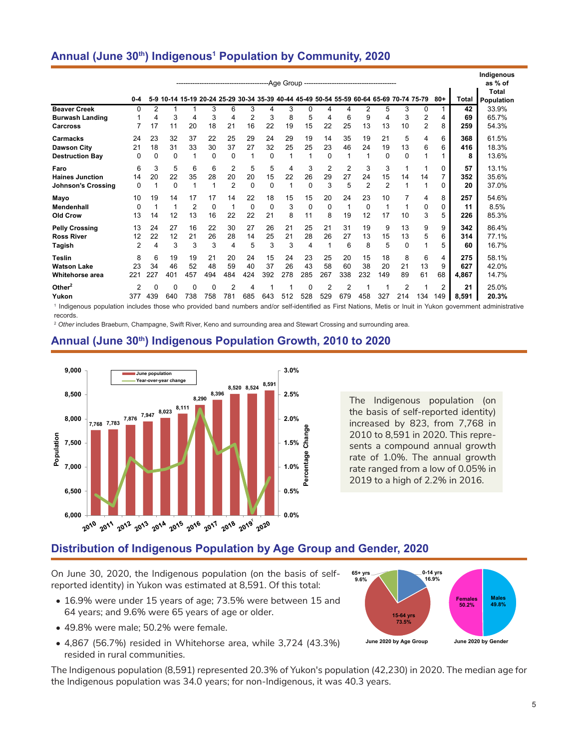## Annual (June 30th) Indigenous[1] Population by Community, 2020

| | Age Group | | | | | | | | | | | | | | | | | | Indigenous as % of Total Population |
|---|---|---|---|---|---|---|---|---|---|---|---|---|---|---|---|---|---|---|---|
| | 0-4 | 5-9 | 10-14 | 15-19 | 20-24 | 25-29 | 30-34 | 35-39 | 40-44 | 45-49 | 50-54 | 55-59 | 60-64 | 65-69 | 70-74 | 75-79 | 80+ | Total | |
| **Beaver Creek** | 0 | 2 | 1 | 1 | 3 | 6 | 3 | 4 | 3 | 0 | 4 | 4 | 2 | 5 | 3 | 0 | 1 | **42** | 33.9% |
| **Burwash Landing** | 1 | 4 | 3 | 4 | 3 | 4 | 2 | 3 | 8 | 5 | 4 | 6 | 9 | 4 | 3 | 2 | 4 | **69** | 65.7% |
| **Carcross** | 7 | 17 | 11 | 20 | 18 | 21 | 16 | 22 | 19 | 15 | 22 | 25 | 13 | 13 | 10 | 2 | 8 | **259** | 54.3% |
| **Carmacks** | 24 | 23 | 32 | 37 | 22 | 25 | 29 | 24 | 29 | 19 | 14 | 35 | 19 | 21 | 5 | 4 | 6 | **368** | 61.5% |
| **Dawson City** | 21 | 18 | 31 | 33 | 30 | 37 | 27 | 32 | 25 | 25 | 23 | 46 | 24 | 19 | 13 | 6 | 6 | **416** | 18.3% |
| **Destruction Bay** | 0 | 0 | 0 | 1 | 0 | 0 | 1 | 0 | 1 | 1 | 0 | 1 | 1 | 0 | 0 | 1 | 1 | **8** | 13.6% |
| **Faro** | 6 | 3 | 5 | 6 | 6 | 2 | 5 | 5 | 4 | 3 | 2 | 2 | 3 | 3 | 1 | 1 | 0 | **57** | 13.1% |
| **Haines Junction** | 14 | 20 | 22 | 35 | 28 | 20 | 20 | 15 | 22 | 26 | 29 | 27 | 24 | 15 | 14 | 14 | 7 | **352** | 35.6% |
| **Johnson's Crossing** | 0 | 1 | 0 | 1 | 1 | 2 | 0 | 0 | 1 | 0 | 3 | 5 | 2 | 2 | 1 | 1 | 0 | **20** | 37.0% |
| **Mayo** | 10 | 19 | 14 | 17 | 17 | 14 | 22 | 18 | 15 | 15 | 20 | 24 | 23 | 10 | 7 | 4 | 8 | **257** | 54.6% |
| **Mendenhall** | 0 | 1 | 1 | 2 | 0 | 1 | 0 | 0 | 3 | 0 | 0 | 1 | 0 | 1 | 1 | 0 | 0 | **11** | 8.5% |
| **Old Crow** | 13 | 14 | 12 | 13 | 16 | 22 | 22 | 21 | 8 | 11 | 8 | 19 | 12 | 17 | 10 | 3 | 5 | **226** | 85.3% |
| **Pelly Crossing** | 13 | 24 | 27 | 16 | 22 | 30 | 27 | 26 | 21 | 25 | 21 | 31 | 19 | 9 | 13 | 9 | 9 | **342** | 86.4% |
| **Ross River** | 12 | 22 | 12 | 21 | 26 | 28 | 14 | 25 | 21 | 28 | 26 | 27 | 13 | 15 | 13 | 5 | 6 | **314** | 77.1% |
| **Tagish** | 2 | 4 | 3 | 3 | 3 | 4 | 5 | 3 | 3 | 4 | 1 | 6 | 8 | 5 | 0 | 1 | 5 | **60** | 16.7% |
| **Teslin** | 8 | 6 | 19 | 19 | 21 | 20 | 24 | 15 | 24 | 23 | 25 | 20 | 15 | 18 | 8 | 6 | 4 | **275** | 58.1% |
| **Watson Lake** | 23 | 34 | 46 | 52 | 48 | 59 | 40 | 37 | 26 | 43 | 58 | 60 | 38 | 20 | 21 | 13 | 9 | **627** | 42.0% |
| **Whitehorse area** | 221 | 227 | 401 | 457 | 494 | 484 | 424 | 392 | 278 | 285 | 267 | 338 | 232 | 149 | 89 | 61 | 68 | **4,867** | 14.7% |
| **Other[2]** | 2 | 0 | 0 | 0 | 0 | 2 | 4 | 1 | 1 | 0 | 2 | 2 | 1 | 1 | 2 | 1 | 2 | **21** | 25.0% |
| **Yukon** | 377 | 439 | 640 | 738 | 758 | 781 | 685 | 643 | 512 | 528 | 529 | 679 | 458 | 327 | 214 | 134 | 149 | **8,591** | **20.3%** |

[1] Indigenous population includes those who provided band numbers and/or self-identified as First Nations, Metis or Inuit in Yukon government administrative records.

[2] *Other* includes Braeburn, Champagne, Swift River, Keno and surrounding area and Stewart Crossing and surrounding area.

## Annual (June 30th) Indigenous Population Growth, 2010 to 2020

| Year | June population |
|---|---|
| 2010 | 7,768 |
| 2011 | 7,783 |
| 2012 | 7,876 |
| 2013 | 7,947 |
| 2014 | 8,023 |
| 2015 | 8,111 |
| 2016 | 8,290 |
| 2017 | 8,396 |
| 2018 | 8,520 |
| 2019r | 8,524 |
| 2020 | 8,591 |

The Indigenous population (on the basis of self-reported identity) increased by 823, from 7,768 in 2010 to 8,591 in 2020. This represents a compound annual growth rate of 1.0%. The annual growth rate ranged from a low of 0.05% in 2019 to a high of 2.2% in 2016.

## Distribution of Indigenous Population by Age Group and Gender, 2020

On June 30, 2020, the Indigenous population (on the basis of self-reported identity) in Yukon was estimated at 8,591. Of this total:

- 16.9% were under 15 years of age; 73.5% were between 15 and 64 years; and 9.6% were 65 years of age or older.
- 49.8% were male; 50.2% were female.
- 4,867 (56.7%) resided in Whitehorse area, while 3,724 (43.3%) resided in rural communities.

June 2020 by Age Group: 0-14 yrs 16.9%; 15-64 yrs 73.5%; 65+ yrs 9.6%

June 2020 by Gender: Females 50.2%; Males 49.8%

The Indigenous population (8,591) represented 20.3% of Yukon's population (42,230) in 2020. The median age for the Indigenous population was 34.0 years; for non-Indigenous, it was 40.3 years.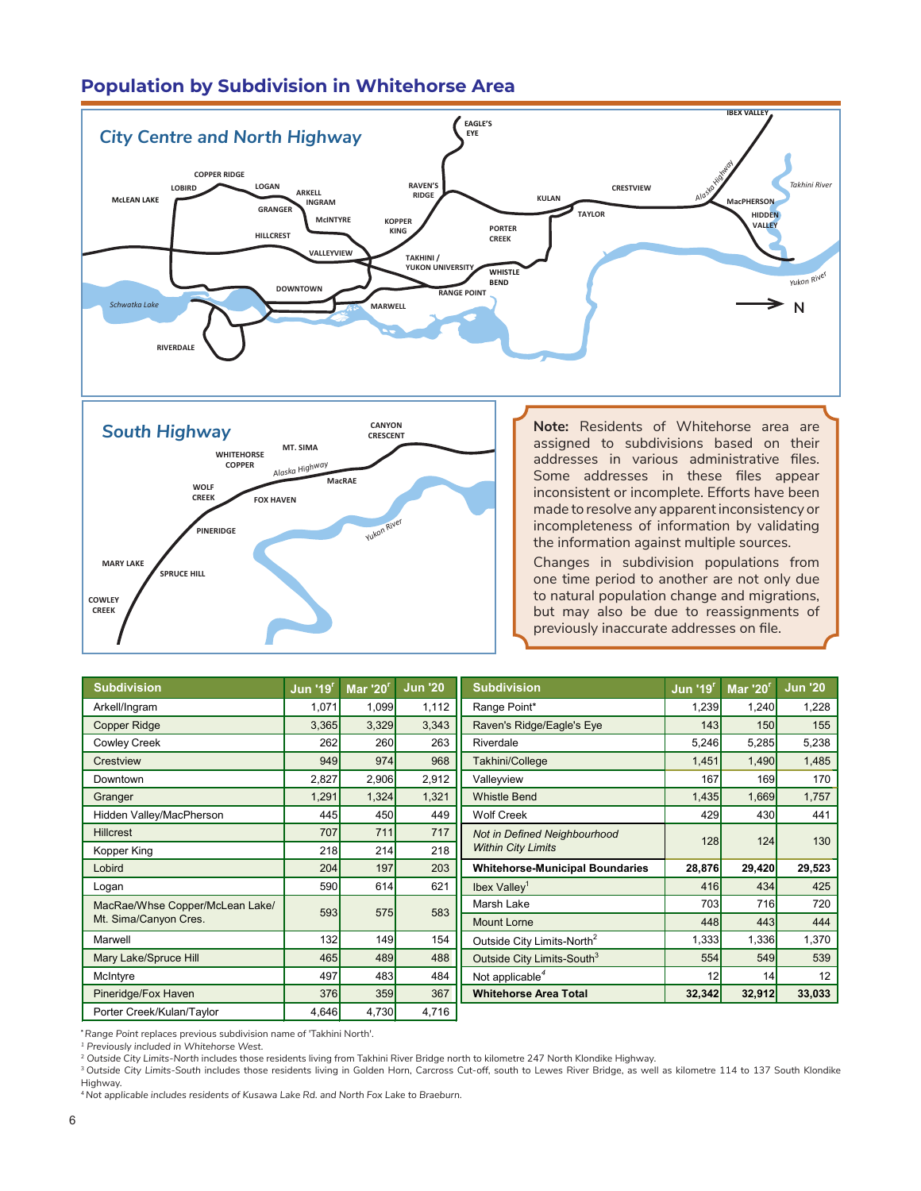## Population by Subdivision in Whitehorse Area

**Note:** Residents of Whitehorse area are assigned to subdivisions based on their addresses in various administrative files. Some addresses in these files appear inconsistent or incomplete. Efforts have been made to resolve any apparent inconsistency or incompleteness of information by validating the information against multiple sources.

Changes in subdivision populations from one time period to another are not only due to natural population change and migrations, but may also be due to reassignments of previously inaccurate addresses on file.

| Subdivision | Jun '19[r] | Mar '20[r] | Jun '20 |
|---|---|---|---|
| Arkell/Ingram | 1,071 | 1,099 | 1,112 |
| Copper Ridge | 3,365 | 3,329 | 3,343 |
| Cowley Creek | 262 | 260 | 263 |
| Crestview | 949 | 974 | 968 |
| Downtown | 2,827 | 2,906 | 2,912 |
| Granger | 1,291 | 1,324 | 1,321 |
| Hidden Valley/MacPherson | 445 | 450 | 449 |
| Hillcrest | 707 | 711 | 717 |
| Kopper King | 218 | 214 | 218 |
| Lobird | 204 | 197 | 203 |
| Logan | 590 | 614 | 621 |
| MacRae/Whse Copper/McLean Lake/ Mt. Sima/Canyon Cres. | 593 | 575 | 583 |
| Marwell | 132 | 149 | 154 |
| Mary Lake/Spruce Hill | 465 | 489 | 488 |
| McIntyre | 497 | 483 | 484 |
| Pineridge/Fox Haven | 376 | 359 | 367 |
| Porter Creek/Kulan/Taylor | 4,646 | 4,730 | 4,716 |
| Range Point* | 1,239 | 1,240 | 1,228 |
| Raven's Ridge/Eagle's Eye | 143 | 150 | 155 |
| Riverdale | 5,246 | 5,285 | 5,238 |
| Takhini/College | 1,451 | 1,490 | 1,485 |
| Valleyview | 167 | 169 | 170 |
| Whistle Bend | 1,435 | 1,669 | 1,757 |
| Wolf Creek | 429 | 430 | 441 |
| *Not in Defined Neighbourhood Within City Limits* | 128 | 124 | 130 |
| **Whitehorse-Municipal Boundaries** | **28,876** | **29,420** | **29,523** |
| Ibex Valley[1] | 416 | 434 | 425 |
| Marsh Lake | 703 | 716 | 720 |
| Mount Lorne | 448 | 443 | 444 |
| Outside City Limits-North[2] | 1,333 | 1,336 | 1,370 |
| Outside City Limits-South[3] | 554 | 549 | 539 |
| Not applicable[4] | 12 | 14 | 12 |
| **Whitehorse Area Total** | **32,342** | **32,912** | **33,033** |

* Range Point replaces previous subdivision name of 'Takhini North'.

[1] *Previously included in Whitehorse West.*

[2] *Outside City Limits-North* includes those residents living from Takhini River Bridge north to kilometre 247 North Klondike Highway.

[3] *Outside City Limits-South* includes those residents living in Golden Horn, Carcross Cut-off, south to Lewes River Bridge, as well as kilometre 114 to 137 South Klondike Highway.

[4] *Not applicable includes residents of Kusawa Lake Rd. and North Fox Lake to Braeburn.*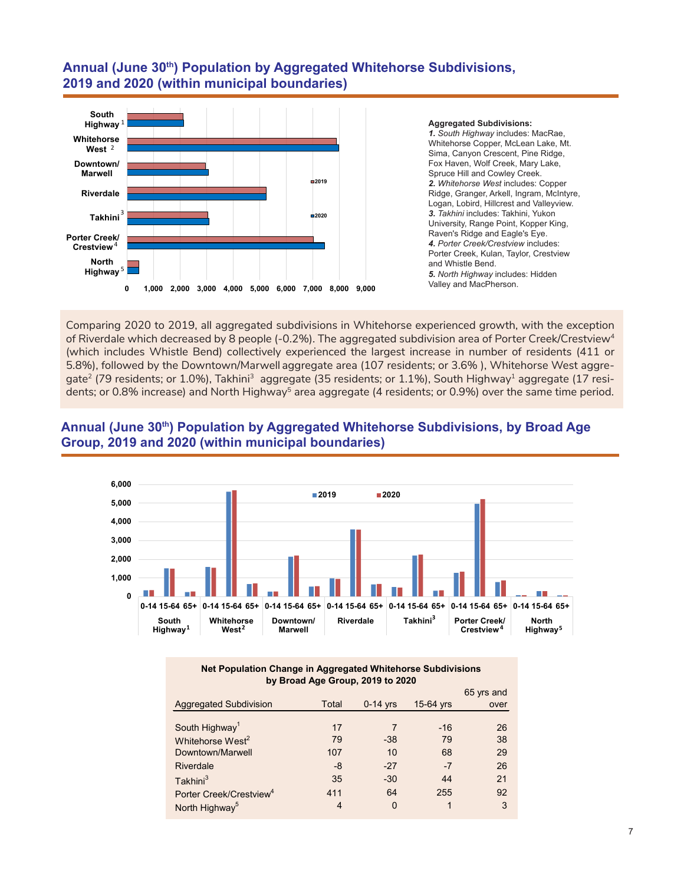## Annual (June 30th) Population by Aggregated Whitehorse Subdivisions, 2019 and 2020 (within municipal boundaries)

**Aggregated Subdivisions:**

**1.** *South Highway* includes: MacRae, Whitehorse Copper, McLean Lake, Mt. Sima, Canyon Crescent, Pine Ridge, Fox Haven, Wolf Creek, Mary Lake, Spruce Hill and Cowley Creek.

**2.** *Whitehorse West* includes: Copper Ridge, Granger, Arkell, Ingram, McIntyre, Logan, Lobird, Hillcrest and Valleyview.

**3.** *Takhini* includes: Takhini, Yukon University, Range Point, Kopper King, Raven's Ridge and Eagle's Eye.

**4.** *Porter Creek/Crestview* includes: Porter Creek, Kulan, Taylor, Crestview and Whistle Bend.

**5.** *North Highway* includes: Hidden Valley and MacPherson.

Comparing 2020 to 2019, all aggregated subdivisions in Whitehorse experienced growth, with the exception of Riverdale which decreased by 8 people (-0.2%). The aggregated subdivision area of Porter Creek/Crestview[4] (which includes Whistle Bend) collectively experienced the largest increase in number of residents (411 or 5.8%), followed by the Downtown/Marwell aggregate area (107 residents; or 3.6% ), Whitehorse West aggregate[2] (79 residents; or 1.0%), Takhini[3] aggregate (35 residents; or 1.1%), South Highway[1] aggregate (17 residents; or 0.8% increase) and North Highway[5] area aggregate (4 residents; or 0.9%) over the same time period.

## Annual (June 30th) Population by Aggregated Whitehorse Subdivisions, by Broad Age Group, 2019 and 2020 (within municipal boundaries)

**Net Population Change in Aggregated Whitehorse Subdivisions by Broad Age Group, 2019 to 2020**

| Aggregated Subdivision | Total | 0-14 yrs | 15-64 yrs | 65 yrs and over |
|---|---|---|---|---|
| South Highway[1] | 17 | 7 | -16 | 26 |
| Whitehorse West[2] | 79 | -38 | 79 | 38 |
| Downtown/Marwell | 107 | 10 | 68 | 29 |
| Riverdale | -8 | -27 | -7 | 26 |
| Takhini[3] | 35 | -30 | 44 | 21 |
| Porter Creek/Crestview[4] | 411 | 64 | 255 | 92 |
| North Highway[5] | 4 | 0 | 1 | 3 |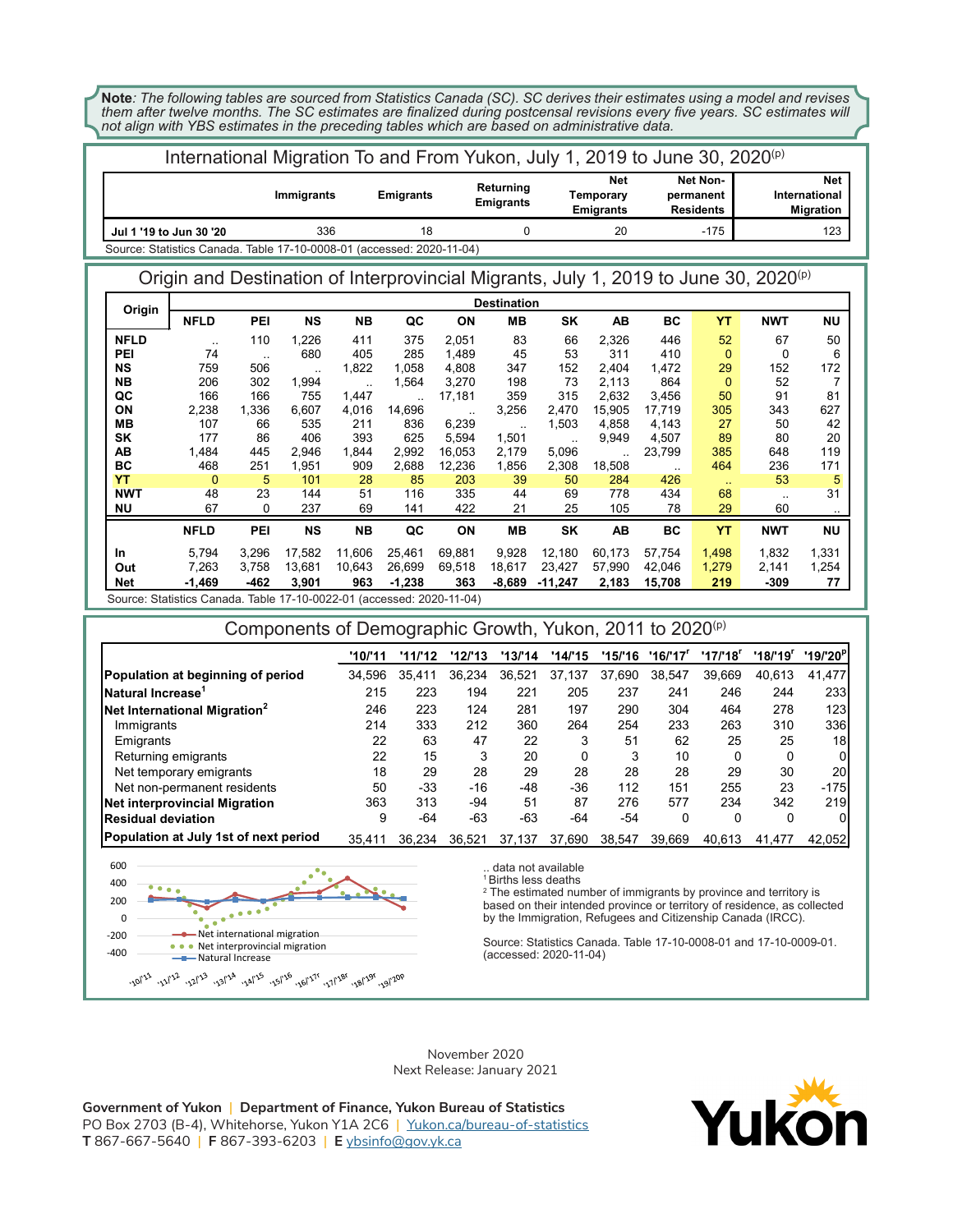**Note**: *The following tables are sourced from Statistics Canada (SC). SC derives their estimates using a model and revises them after twelve months. The SC estimates are finalized during postcensal revisions every five years. SC estimates will not align with YBS estimates in the preceding tables which are based on administrative data.*

## International Migration To and From Yukon, July 1, 2019 to June 30, 2020(p)

| | Immigrants | Emigrants | Returning Emigrants | Net Temporary Emigrants | Net Non-permanent Residents | Net International Migration |
|---|---|---|---|---|---|---|
| Jul 1 '19 to Jun 30 '20 | 336 | 18 | 0 | 20 | -175 | 123 |

Source: Statistics Canada. Table 17-10-0008-01 (accessed: 2020-11-04)

## Origin and Destination of Interprovincial Migrants, July 1, 2019 to June 30, 2020(p)

| Origin | Destination | | | | | | | | | | | | |
|---|---|---|---|---|---|---|---|---|---|---|---|---|---|
| | NFLD | PEI | NS | NB | QC | ON | MB | SK | AB | BC | YT | NWT | NU |
| NFLD | .. | 110 | 1,226 | 411 | 375 | 2,051 | 83 | 66 | 2,326 | 446 | 52 | 67 | 50 |
| PEI | 74 | .. | 680 | 405 | 285 | 1,489 | 45 | 53 | 311 | 410 | 0 | 0 | 6 |
| NS | 759 | 506 | .. | 1,822 | 1,058 | 4,808 | 347 | 152 | 2,404 | 1,472 | 29 | 152 | 172 |
| NB | 206 | 302 | 1,994 | .. | 1,564 | 3,270 | 198 | 73 | 2,113 | 864 | 0 | 52 | 7 |
| QC | 166 | 166 | 755 | 1,447 | .. | 17,181 | 359 | 315 | 2,632 | 3,456 | 50 | 91 | 81 |
| ON | 2,238 | 1,336 | 6,607 | 4,016 | 14,696 | .. | 3,256 | 2,470 | 15,905 | 17,719 | 305 | 343 | 627 |
| MB | 107 | 66 | 535 | 211 | 836 | 6,239 | .. | 1,503 | 4,858 | 4,143 | 27 | 50 | 42 |
| SK | 177 | 86 | 406 | 393 | 625 | 5,594 | 1,501 | .. | 9,949 | 4,507 | 89 | 80 | 20 |
| AB | 1,484 | 445 | 2,946 | 1,844 | 2,992 | 16,053 | 2,179 | 5,096 | .. | 23,799 | 385 | 648 | 119 |
| BC | 468 | 251 | 1,951 | 909 | 2,688 | 12,236 | 1,856 | 2,308 | 18,508 | .. | 464 | 236 | 171 |
| YT | 0 | 5 | 101 | 28 | 85 | 203 | 39 | 50 | 284 | 426 | .. | 53 | 5 |
| NWT | 48 | 23 | 144 | 51 | 116 | 335 | 44 | 69 | 778 | 434 | 68 | .. | 31 |
| NU | 67 | 0 | 237 | 69 | 141 | 422 | 21 | 25 | 105 | 78 | 29 | 60 | .. |
| | NFLD | PEI | NS | NB | QC | ON | MB | SK | AB | BC | YT | NWT | NU |
| In | 5,794 | 3,296 | 17,582 | 11,606 | 25,461 | 69,881 | 9,928 | 12,180 | 60,173 | 57,754 | 1,498 | 1,832 | 1,331 |
| Out | 7,263 | 3,758 | 13,681 | 10,643 | 26,699 | 69,518 | 18,617 | 23,427 | 57,990 | 42,046 | 1,279 | 2,141 | 1,254 |
| Net | -1,469 | -462 | 3,901 | 963 | -1,238 | 363 | -8,689 | -11,247 | 2,183 | 15,708 | 219 | -309 | 77 |

Source: Statistics Canada. Table 17-10-0022-01 (accessed: 2020-11-04)

## Components of Demographic Growth, Yukon, 2011 to 2020(p)

| | '10/'11 | '11/'12 | '12/'13 | '13/'14 | '14/'15 | '15/'16 | '16/'17r | '17/'18r | '18/'19r | '19/'20P |
|---|---|---|---|---|---|---|---|---|---|---|
| **Population at beginning of period** | 34,596 | 35,411 | 36,234 | 36,521 | 37,137 | 37,690 | 38,547 | 39,669 | 40,613 | 41,477 |
| **Natural Increase**[1] | 215 | 223 | 194 | 221 | 205 | 237 | 241 | 246 | 244 | 233 |
| **Net International Migration**[2] | 246 | 223 | 124 | 281 | 197 | 290 | 304 | 464 | 278 | 123 |
| Immigrants | 214 | 333 | 212 | 360 | 264 | 254 | 233 | 263 | 310 | 336 |
| Emigrants | 22 | 63 | 47 | 22 | 3 | 51 | 62 | 25 | 25 | 18 |
| Returning emigrants | 22 | 15 | 3 | 20 | 0 | 3 | 10 | 0 | 0 | 0 |
| Net temporary emigrants | 18 | 29 | 28 | 29 | 28 | 28 | 28 | 29 | 30 | 20 |
| Net non-permanent residents | 50 | -33 | -16 | -48 | -36 | 112 | 151 | 255 | 23 | -175 |
| **Net interprovincial Migration** | 363 | 313 | -94 | 51 | 87 | 276 | 577 | 234 | 342 | 219 |
| **Residual deviation** | 9 | -64 | -63 | -63 | -64 | -54 | 0 | 0 | 0 | 0 |
| **Population at July 1st of next period** | 35,411 | 36,234 | 36,521 | 37,137 | 37,690 | 38,547 | 39,669 | 40,613 | 41,477 | 42,052 |

600
400
200
0
-200
-400
Net international migration
Net interprovincial migration
Natural Increase
'10/'11 '11/'12 '12/'13 '13/'14 '14/'15 '15/'16 '16/'17r '17/'18r '18/'19r '19/'20p

.. data not available
[1] Births less deaths
[2] The estimated number of immigrants by province and territory is based on their intended province or territory of residence, as collected by the Immigration, Refugees and Citizenship Canada (IRCC).

Source: Statistics Canada. Table 17-10-0008-01 and 17-10-0009-01. (accessed: 2020-11-04)

November 2020
Next Release: January 2021

**Government of Yukon | Department of Finance, Yukon Bureau of Statistics**
PO Box 2703 (B-4), Whitehorse, Yukon Y1A 2C6 | Yukon.ca/bureau-of-statistics
**T** 867-667-5640 | **F** 867-393-6203 | **E** ybsinfo@gov.yk.ca